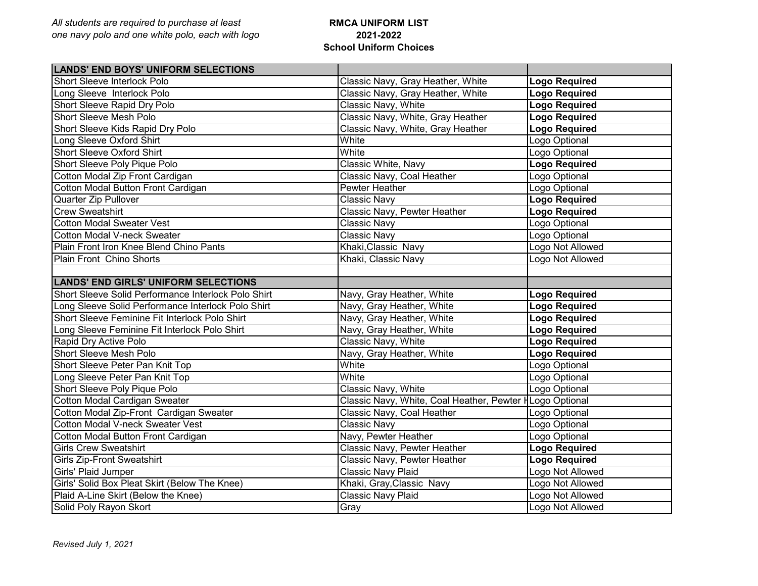*All students are required to purchase at least one navy polo and one white polo, each with logo*

**RMCA UNIFORM LIST**
**2021-2022**
**School Uniform Choices**

| **LANDS' END BOYS' UNIFORM SELECTIONS** | | |
|---|---|---|
| Short Sleeve Interlock Polo | Classic Navy, Gray Heather, White | **Logo Required** |
| Long Sleeve Interlock Polo | Classic Navy, Gray Heather, White | **Logo Required** |
| Short Sleeve Rapid Dry Polo | Classic Navy, White | **Logo Required** |
| Short Sleeve Mesh Polo | Classic Navy, White, Gray Heather | **Logo Required** |
| Short Sleeve Kids Rapid Dry Polo | Classic Navy, White, Gray Heather | **Logo Required** |
| Long Sleeve Oxford Shirt | White | Logo Optional |
| Short Sleeve Oxford Shirt | White | Logo Optional |
| Short Sleeve Poly Pique Polo | Classic White, Navy | **Logo Required** |
| Cotton Modal Zip Front Cardigan | Classic Navy, Coal Heather | Logo Optional |
| Cotton Modal Button Front Cardigan | Pewter Heather | Logo Optional |
| Quarter Zip Pullover | Classic Navy | **Logo Required** |
| Crew Sweatshirt | Classic Navy, Pewter Heather | **Logo Required** |
| Cotton Modal Sweater Vest | Classic Navy | Logo Optional |
| Cotton Modal V-neck Sweater | Classic Navy | Logo Optional |
| Plain Front Iron Knee Blend Chino Pants | Khaki,Classic Navy | Logo Not Allowed |
| Plain Front Chino Shorts | Khaki, Classic Navy | Logo Not Allowed |
| | | |
| **LANDS' END GIRLS' UNIFORM SELECTIONS** | | |
| Short Sleeve Solid Performance Interlock Polo Shirt | Navy, Gray Heather, White | **Logo Required** |
| Long Sleeve Solid Performance Interlock Polo Shirt | Navy, Gray Heather, White | **Logo Required** |
| Short Sleeve Feminine Fit Interlock Polo Shirt | Navy, Gray Heather, White | **Logo Required** |
| Long Sleeve Feminine Fit Interlock Polo Shirt | Navy, Gray Heather, White | **Logo Required** |
| Rapid Dry Active Polo | Classic Navy, White | **Logo Required** |
| Short Sleeve Mesh Polo | Navy, Gray Heather, White | **Logo Required** |
| Short Sleeve Peter Pan Knit Top | White | Logo Optional |
| Long Sleeve Peter Pan Knit Top | White | Logo Optional |
| Short Sleeve Poly Pique Polo | Classic Navy, White | Logo Optional |
| Cotton Modal Cardigan Sweater | Classic Navy, White, Coal Heather, Pewter H | Logo Optional |
| Cotton Modal Zip-Front Cardigan Sweater | Classic Navy, Coal Heather | Logo Optional |
| Cotton Modal V-neck Sweater Vest | Classic Navy | Logo Optional |
| Cotton Modal Button Front Cardigan | Navy, Pewter Heather | Logo Optional |
| Girls Crew Sweatshirt | Classic Navy, Pewter Heather | **Logo Required** |
| Girls Zip-Front Sweatshirt | Classic Navy, Pewter Heather | **Logo Required** |
| Girls' Plaid Jumper | Classic Navy Plaid | Logo Not Allowed |
| Girls' Solid Box Pleat Skirt (Below The Knee) | Khaki, Gray,Classic Navy | Logo Not Allowed |
| Plaid A-Line Skirt (Below the Knee) | Classic Navy Plaid | Logo Not Allowed |
| Solid Poly Rayon Skort | Gray | Logo Not Allowed |

*Revised July 1, 2021*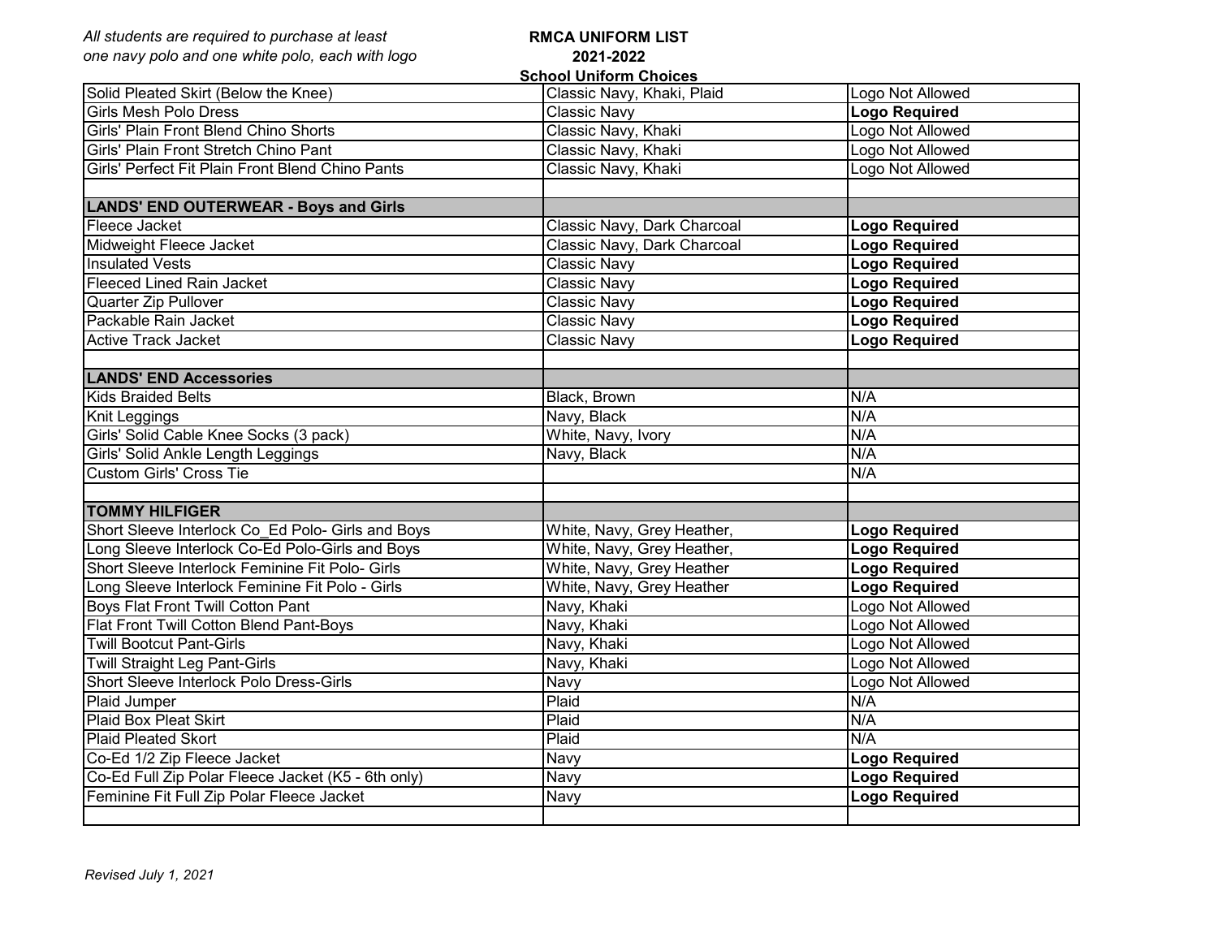*All students are required to purchase at least one navy polo and one white polo, each with logo*

**RMCA UNIFORM LIST**
**2021-2022**
**School Uniform Choices**

| | | |
|---|---|---|
| Solid Pleated Skirt (Below the Knee) | Classic Navy, Khaki, Plaid | Logo Not Allowed |
| Girls Mesh Polo Dress | Classic Navy | **Logo Required** |
| Girls' Plain Front Blend Chino Shorts | Classic Navy, Khaki | Logo Not Allowed |
| Girls' Plain Front Stretch Chino Pant | Classic Navy, Khaki | Logo Not Allowed |
| Girls' Perfect Fit Plain Front Blend Chino Pants | Classic Navy, Khaki | Logo Not Allowed |
| | | |
| **LANDS' END OUTERWEAR - Boys and Girls** | | |
| Fleece Jacket | Classic Navy, Dark Charcoal | **Logo Required** |
| Midweight Fleece Jacket | Classic Navy, Dark Charcoal | **Logo Required** |
| Insulated Vests | Classic Navy | **Logo Required** |
| Fleeced Lined Rain Jacket | Classic Navy | **Logo Required** |
| Quarter Zip Pullover | Classic Navy | **Logo Required** |
| Packable Rain Jacket | Classic Navy | **Logo Required** |
| Active Track Jacket | Classic Navy | **Logo Required** |
| | | |
| **LANDS' END Accessories** | | |
| Kids Braided Belts | Black, Brown | N/A |
| Knit Leggings | Navy, Black | N/A |
| Girls' Solid Cable Knee Socks (3 pack) | White, Navy, Ivory | N/A |
| Girls' Solid Ankle Length Leggings | Navy, Black | N/A |
| Custom Girls' Cross Tie | | N/A |
| | | |
| **TOMMY HILFIGER** | | |
| Short Sleeve Interlock Co_Ed Polo- Girls and Boys | White, Navy, Grey Heather, | **Logo Required** |
| Long Sleeve Interlock Co-Ed Polo-Girls and Boys | White, Navy, Grey Heather, | **Logo Required** |
| Short Sleeve Interlock Feminine Fit Polo- Girls | White, Navy, Grey Heather | **Logo Required** |
| Long Sleeve Interlock Feminine Fit Polo - Girls | White, Navy, Grey Heather | **Logo Required** |
| Boys Flat Front Twill Cotton Pant | Navy, Khaki | Logo Not Allowed |
| Flat Front Twill Cotton Blend Pant-Boys | Navy, Khaki | Logo Not Allowed |
| Twill Bootcut Pant-Girls | Navy, Khaki | Logo Not Allowed |
| Twill Straight Leg Pant-Girls | Navy, Khaki | Logo Not Allowed |
| Short Sleeve Interlock Polo Dress-Girls | Navy | Logo Not Allowed |
| Plaid Jumper | Plaid | N/A |
| Plaid Box Pleat Skirt | Plaid | N/A |
| Plaid Pleated Skort | Plaid | N/A |
| Co-Ed 1/2 Zip Fleece Jacket | Navy | **Logo Required** |
| Co-Ed Full Zip Polar Fleece Jacket (K5 - 6th only) | Navy | **Logo Required** |
| Feminine Fit Full Zip Polar Fleece Jacket | Navy | **Logo Required** |
| | | |

*Revised July 1, 2021*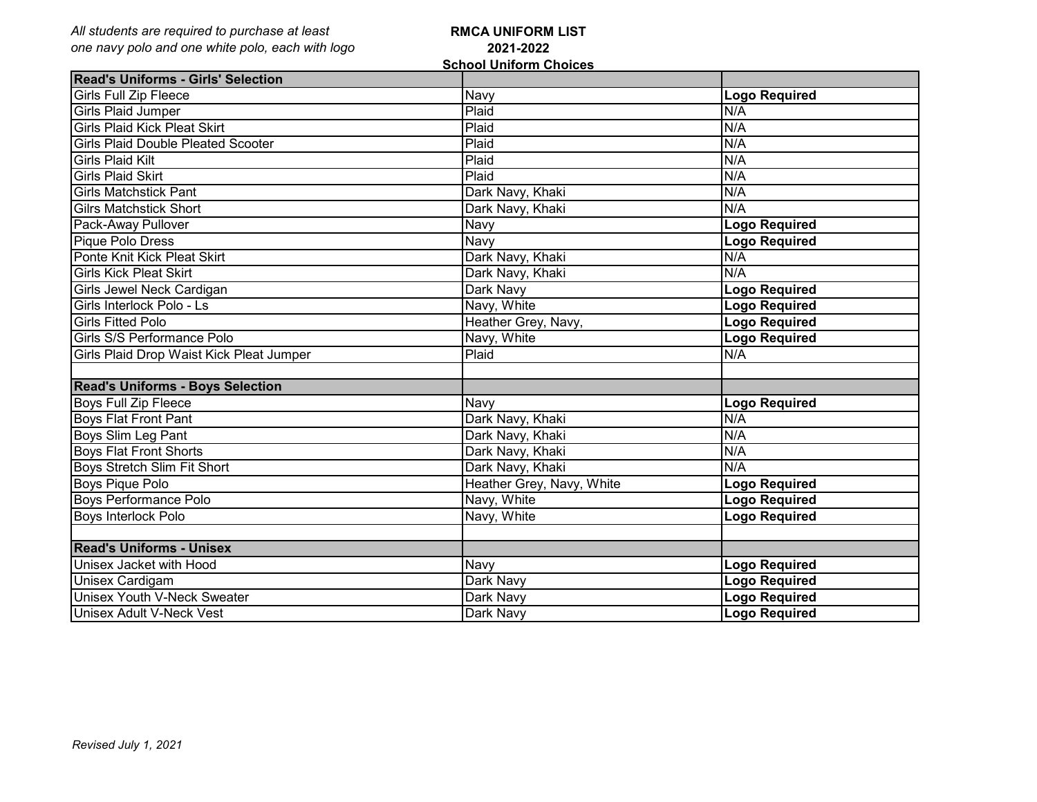*All students are required to purchase at least one navy polo and one white polo, each with logo*

**RMCA UNIFORM LIST**
**2021-2022**
**School Uniform Choices**

| | | |
|---|---|---|
| **Read's Uniforms - Girls' Selection** | | |
| Girls Full Zip Fleece | Navy | **Logo Required** |
| Girls Plaid Jumper | Plaid | N/A |
| Girls Plaid Kick Pleat Skirt | Plaid | N/A |
| Girls Plaid Double Pleated Scooter | Plaid | N/A |
| Girls Plaid Kilt | Plaid | N/A |
| Girls Plaid Skirt | Plaid | N/A |
| Girls Matchstick Pant | Dark Navy, Khaki | N/A |
| Gilrs Matchstick Short | Dark Navy, Khaki | N/A |
| Pack-Away Pullover | Navy | **Logo Required** |
| Pique Polo Dress | Navy | **Logo Required** |
| Ponte Knit Kick Pleat Skirt | Dark Navy, Khaki | N/A |
| Girls Kick Pleat Skirt | Dark Navy, Khaki | N/A |
| Girls Jewel Neck Cardigan | Dark Navy | **Logo Required** |
| Girls Interlock Polo - Ls | Navy, White | **Logo Required** |
| Girls Fitted Polo | Heather Grey, Navy, | **Logo Required** |
| Girls S/S Performance Polo | Navy, White | **Logo Required** |
| Girls Plaid Drop Waist Kick Pleat Jumper | Plaid | N/A |
| | | |
| **Read's Uniforms - Boys Selection** | | |
| Boys Full Zip Fleece | Navy | **Logo Required** |
| Boys Flat Front Pant | Dark Navy, Khaki | N/A |
| Boys Slim Leg Pant | Dark Navy, Khaki | N/A |
| Boys Flat Front Shorts | Dark Navy, Khaki | N/A |
| Boys Stretch Slim Fit Short | Dark Navy, Khaki | N/A |
| Boys Pique Polo | Heather Grey, Navy, White | **Logo Required** |
| Boys Performance Polo | Navy, White | **Logo Required** |
| Boys Interlock Polo | Navy, White | **Logo Required** |
| | | |
| **Read's Uniforms - Unisex** | | |
| Unisex Jacket with Hood | Navy | **Logo Required** |
| Unisex Cardigam | Dark Navy | **Logo Required** |
| Unisex Youth V-Neck Sweater | Dark Navy | **Logo Required** |
| Unisex Adult V-Neck Vest | Dark Navy | **Logo Required** |

*Revised July 1, 2021*